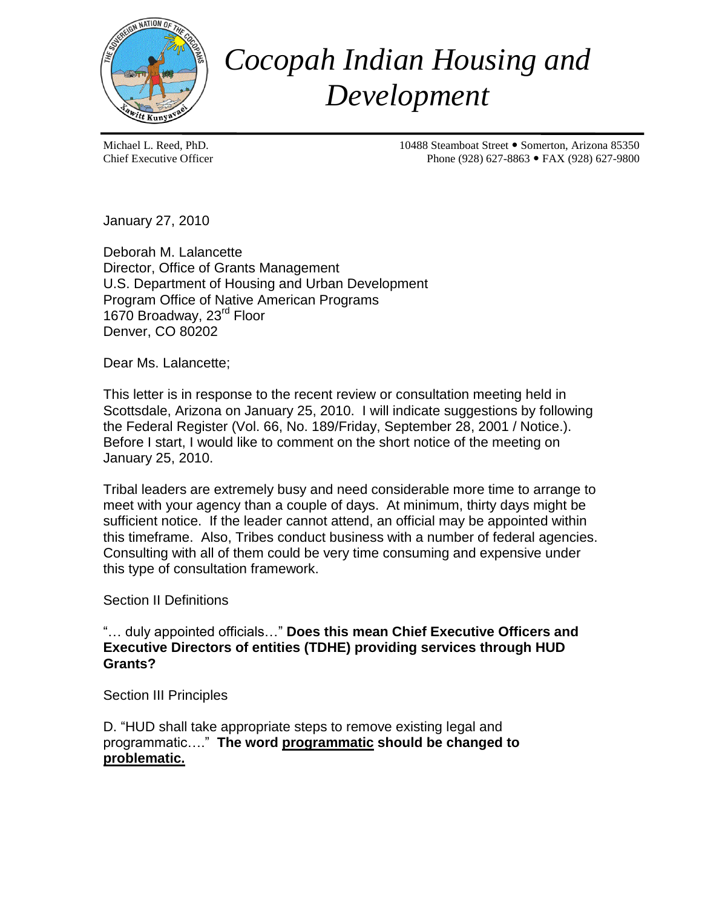# *Cocopah Indian Housing and Development*

Michael L. Reed, PhD.
Chief Executive Officer

10488 Steamboat Street • Somerton, Arizona 85350
Phone (928) 627-8863 • FAX (928) 627-9800

---

January 27, 2010

Deborah M. Lalancette
Director, Office of Grants Management
U.S. Department of Housing and Urban Development
Program Office of Native American Programs
1670 Broadway, 23rd Floor
Denver, CO 80202

Dear Ms. Lalancette;

This letter is in response to the recent review or consultation meeting held in Scottsdale, Arizona on January 25, 2010. I will indicate suggestions by following the Federal Register (Vol. 66, No. 189/Friday, September 28, 2001 / Notice.). Before I start, I would like to comment on the short notice of the meeting on January 25, 2010.

Tribal leaders are extremely busy and need considerable more time to arrange to meet with your agency than a couple of days. At minimum, thirty days might be sufficient notice. If the leader cannot attend, an official may be appointed within this timeframe. Also, Tribes conduct business with a number of federal agencies. Consulting with all of them could be very time consuming and expensive under this type of consultation framework.

Section II Definitions

"… duly appointed officials…" **Does this mean Chief Executive Officers and Executive Directors of entities (TDHE) providing services through HUD Grants?**

Section III Principles

D. "HUD shall take appropriate steps to remove existing legal and programmatic…." **The word <u>programmatic</u> should be changed to <u>problematic.</u>**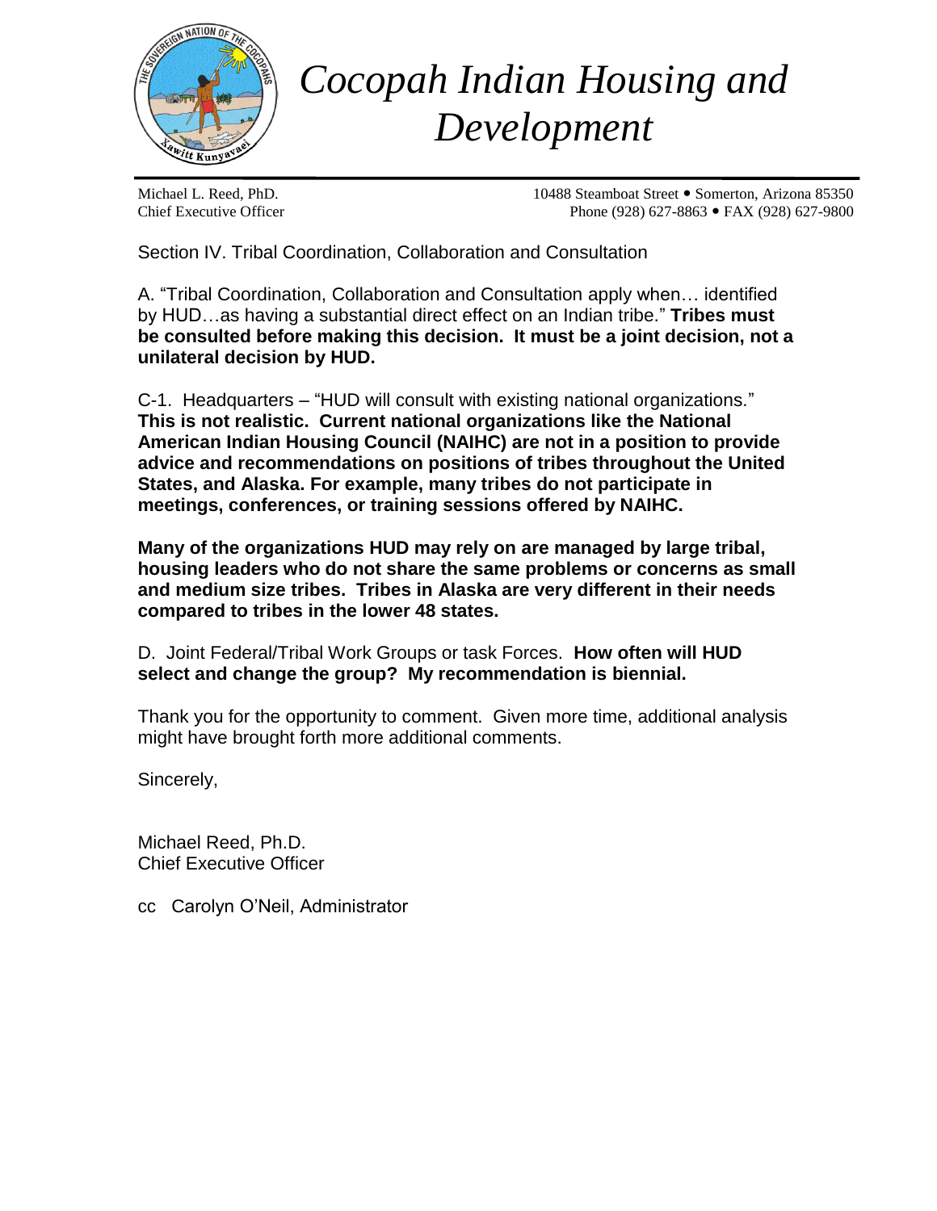# *Cocopah Indian Housing and Development*

Michael L. Reed, PhD.
Chief Executive Officer

10488 Steamboat Street • Somerton, Arizona 85350
Phone (928) 627-8863 • FAX (928) 627-9800

Section IV. Tribal Coordination, Collaboration and Consultation

A. "Tribal Coordination, Collaboration and Consultation apply when… identified by HUD…as having a substantial direct effect on an Indian tribe." **Tribes must be consulted before making this decision. It must be a joint decision, not a unilateral decision by HUD.**

C-1. Headquarters – "HUD will consult with existing national organizations." **This is not realistic. Current national organizations like the National American Indian Housing Council (NAIHC) are not in a position to provide advice and recommendations on positions of tribes throughout the United States, and Alaska. For example, many tribes do not participate in meetings, conferences, or training sessions offered by NAIHC.**

**Many of the organizations HUD may rely on are managed by large tribal, housing leaders who do not share the same problems or concerns as small and medium size tribes. Tribes in Alaska are very different in their needs compared to tribes in the lower 48 states.**

D. Joint Federal/Tribal Work Groups or task Forces. **How often will HUD select and change the group? My recommendation is biennial.**

Thank you for the opportunity to comment. Given more time, additional analysis might have brought forth more additional comments.

Sincerely,

Michael Reed, Ph.D.
Chief Executive Officer

cc Carolyn O'Neil, Administrator